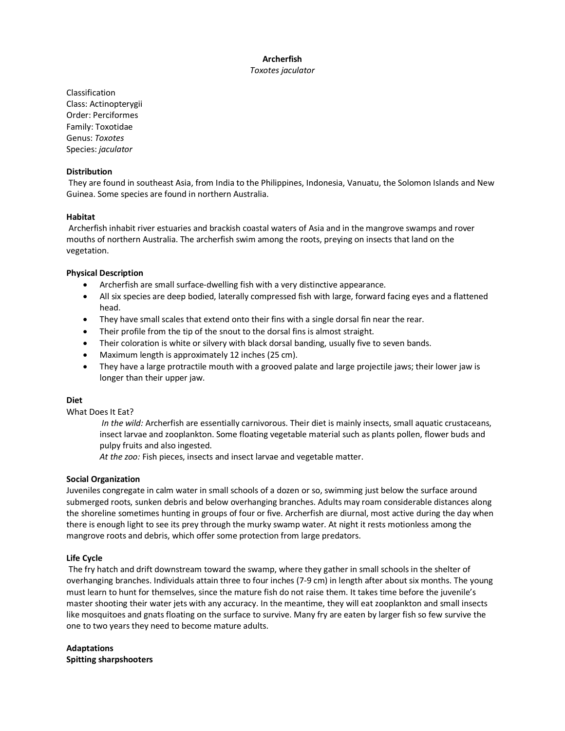# Archerfish

*Toxotes jaculator*

Classification
Class: Actinopterygii
Order: Perciformes
Family: Toxotidae
Genus: *Toxotes*
Species: *jaculator*

**Distribution**

They are found in southeast Asia, from India to the Philippines, Indonesia, Vanuatu, the Solomon Islands and New Guinea. Some species are found in northern Australia.

**Habitat**

Archerfish inhabit river estuaries and brackish coastal waters of Asia and in the mangrove swamps and rover mouths of northern Australia. The archerfish swim among the roots, preying on insects that land on the vegetation.

**Physical Description**

- Archerfish are small surface-dwelling fish with a very distinctive appearance.
- All six species are deep bodied, laterally compressed fish with large, forward facing eyes and a flattened head.
- They have small scales that extend onto their fins with a single dorsal fin near the rear.
- Their profile from the tip of the snout to the dorsal fins is almost straight.
- Their coloration is white or silvery with black dorsal banding, usually five to seven bands.
- Maximum length is approximately 12 inches (25 cm).
- They have a large protractile mouth with a grooved palate and large projectile jaws; their lower jaw is longer than their upper jaw.

**Diet**

What Does It Eat?

> *In the wild:* Archerfish are essentially carnivorous. Their diet is mainly insects, small aquatic crustaceans, insect larvae and zooplankton. Some floating vegetable material such as plants pollen, flower buds and pulpy fruits and also ingested.
> *At the zoo:* Fish pieces, insects and insect larvae and vegetable matter.

**Social Organization**

Juveniles congregate in calm water in small schools of a dozen or so, swimming just below the surface around submerged roots, sunken debris and below overhanging branches. Adults may roam considerable distances along the shoreline sometimes hunting in groups of four or five. Archerfish are diurnal, most active during the day when there is enough light to see its prey through the murky swamp water. At night it rests motionless among the mangrove roots and debris, which offer some protection from large predators.

**Life Cycle**

The fry hatch and drift downstream toward the swamp, where they gather in small schools in the shelter of overhanging branches. Individuals attain three to four inches (7-9 cm) in length after about six months. The young must learn to hunt for themselves, since the mature fish do not raise them. It takes time before the juvenile's master shooting their water jets with any accuracy. In the meantime, they will eat zooplankton and small insects like mosquitoes and gnats floating on the surface to survive. Many fry are eaten by larger fish so few survive the one to two years they need to become mature adults.

**Adaptations**

**Spitting sharpshooters**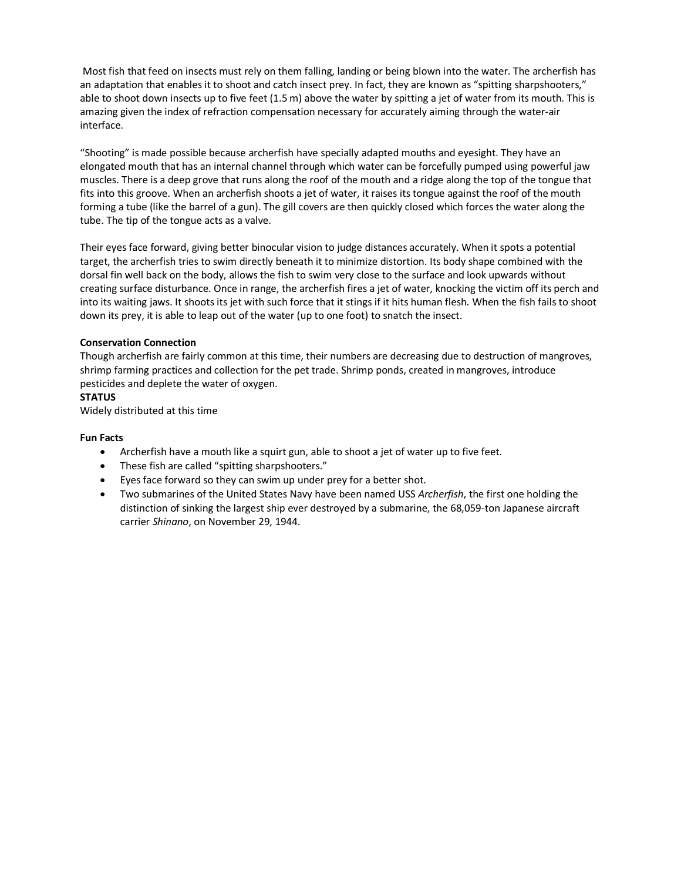Most fish that feed on insects must rely on them falling, landing or being blown into the water. The archerfish has an adaptation that enables it to shoot and catch insect prey. In fact, they are known as "spitting sharpshooters," able to shoot down insects up to five feet (1.5 m) above the water by spitting a jet of water from its mouth. This is amazing given the index of refraction compensation necessary for accurately aiming through the water-air interface.

"Shooting" is made possible because archerfish have specially adapted mouths and eyesight. They have an elongated mouth that has an internal channel through which water can be forcefully pumped using powerful jaw muscles. There is a deep grove that runs along the roof of the mouth and a ridge along the top of the tongue that fits into this groove. When an archerfish shoots a jet of water, it raises its tongue against the roof of the mouth forming a tube (like the barrel of a gun). The gill covers are then quickly closed which forces the water along the tube. The tip of the tongue acts as a valve.

Their eyes face forward, giving better binocular vision to judge distances accurately. When it spots a potential target, the archerfish tries to swim directly beneath it to minimize distortion. Its body shape combined with the dorsal fin well back on the body, allows the fish to swim very close to the surface and look upwards without creating surface disturbance. Once in range, the archerfish fires a jet of water, knocking the victim off its perch and into its waiting jaws. It shoots its jet with such force that it stings if it hits human flesh. When the fish fails to shoot down its prey, it is able to leap out of the water (up to one foot) to snatch the insect.

**Conservation Connection**

Though archerfish are fairly common at this time, their numbers are decreasing due to destruction of mangroves, shrimp farming practices and collection for the pet trade. Shrimp ponds, created in mangroves, introduce pesticides and deplete the water of oxygen.

**STATUS**

Widely distributed at this time

**Fun Facts**

- Archerfish have a mouth like a squirt gun, able to shoot a jet of water up to five feet.
- These fish are called "spitting sharpshooters."
- Eyes face forward so they can swim up under prey for a better shot.
- Two submarines of the United States Navy have been named USS *Archerfish*, the first one holding the distinction of sinking the largest ship ever destroyed by a submarine, the 68,059-ton Japanese aircraft carrier *Shinano*, on November 29, 1944.